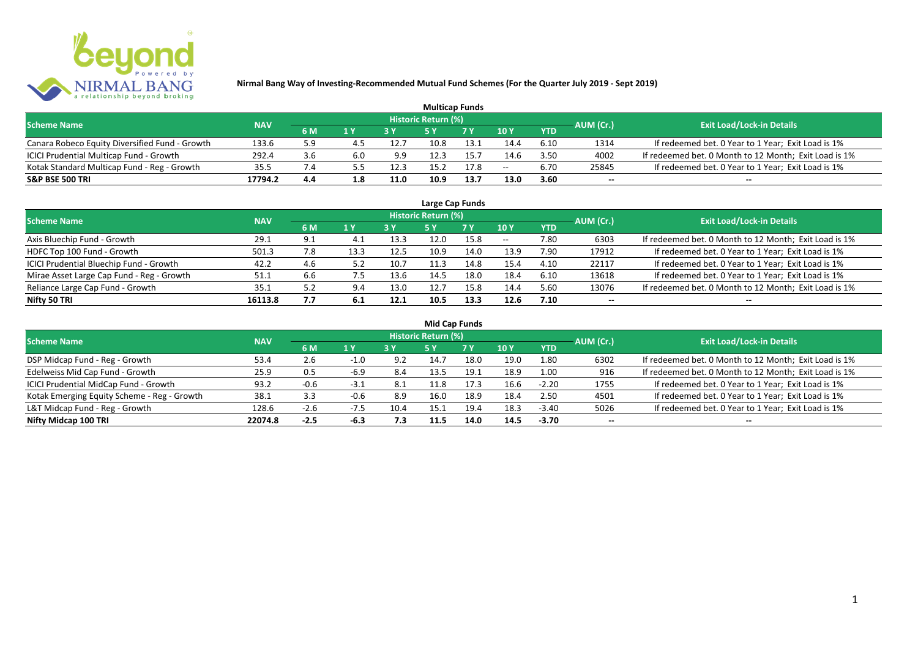**Nirmal Bang Way of Investing-Recommended Mutual Fund Schemes (For the Quarter July 2019 - Sept 2019)**

## Multicap Funds

| Scheme Name | NAV | Historic Return (%) | | | | | | | AUM (Cr.) | Exit Load/Lock-in Details |
|---|---|---|---|---|---|---|---|---|---|---|
| | | 6 M | 1 Y | 3 Y | 5 Y | 7 Y | 10 Y | YTD | | |
| Canara Robeco Equity Diversified Fund - Growth | 133.6 | 5.9 | 4.5 | 12.7 | 10.8 | 13.1 | 14.4 | 6.10 | 1314 | If redeemed bet. 0 Year to 1 Year; Exit Load is 1% |
| ICICI Prudential Multicap Fund - Growth | 292.4 | 3.6 | 6.0 | 9.9 | 12.3 | 15.7 | 14.6 | 3.50 | 4002 | If redeemed bet. 0 Month to 12 Month; Exit Load is 1% |
| Kotak Standard Multicap Fund - Reg - Growth | 35.5 | 7.4 | 5.5 | 12.3 | 15.2 | 17.8 | -- | 6.70 | 25845 | If redeemed bet. 0 Year to 1 Year; Exit Load is 1% |
| **S&P BSE 500 TRI** | **17794.2** | **4.4** | **1.8** | **11.0** | **10.9** | **13.7** | **13.0** | **3.60** | **--** | **--** |

## Large Cap Funds

| Scheme Name | NAV | Historic Return (%) | | | | | | | AUM (Cr.) | Exit Load/Lock-in Details |
|---|---|---|---|---|---|---|---|---|---|---|
| | | 6 M | 1 Y | 3 Y | 5 Y | 7 Y | 10 Y | YTD | | |
| Axis Bluechip Fund - Growth | 29.1 | 9.1 | 4.1 | 13.3 | 12.0 | 15.8 | -- | 7.80 | 6303 | If redeemed bet. 0 Month to 12 Month; Exit Load is 1% |
| HDFC Top 100 Fund - Growth | 501.3 | 7.8 | 13.3 | 12.5 | 10.9 | 14.0 | 13.9 | 7.90 | 17912 | If redeemed bet. 0 Year to 1 Year; Exit Load is 1% |
| ICICI Prudential Bluechip Fund - Growth | 42.2 | 4.6 | 5.2 | 10.7 | 11.3 | 14.8 | 15.4 | 4.10 | 22117 | If redeemed bet. 0 Year to 1 Year; Exit Load is 1% |
| Mirae Asset Large Cap Fund - Reg - Growth | 51.1 | 6.6 | 7.5 | 13.6 | 14.5 | 18.0 | 18.4 | 6.10 | 13618 | If redeemed bet. 0 Year to 1 Year; Exit Load is 1% |
| Reliance Large Cap Fund - Growth | 35.1 | 5.2 | 9.4 | 13.0 | 12.7 | 15.8 | 14.4 | 5.60 | 13076 | If redeemed bet. 0 Month to 12 Month; Exit Load is 1% |
| **Nifty 50 TRI** | **16113.8** | **7.7** | **6.1** | **12.1** | **10.5** | **13.3** | **12.6** | **7.10** | **--** | **--** |

## Mid Cap Funds

| Scheme Name | NAV | Historic Return (%) | | | | | | | AUM (Cr.) | Exit Load/Lock-in Details |
|---|---|---|---|---|---|---|---|---|---|---|
| | | 6 M | 1 Y | 3 Y | 5 Y | 7 Y | 10 Y | YTD | | |
| DSP Midcap Fund - Reg - Growth | 53.4 | 2.6 | -1.0 | 9.2 | 14.7 | 18.0 | 19.0 | 1.80 | 6302 | If redeemed bet. 0 Month to 12 Month; Exit Load is 1% |
| Edelweiss Mid Cap Fund - Growth | 25.9 | 0.5 | -6.9 | 8.4 | 13.5 | 19.1 | 18.9 | 1.00 | 916 | If redeemed bet. 0 Month to 12 Month; Exit Load is 1% |
| ICICI Prudential MidCap Fund - Growth | 93.2 | -0.6 | -3.1 | 8.1 | 11.8 | 17.3 | 16.6 | -2.20 | 1755 | If redeemed bet. 0 Year to 1 Year; Exit Load is 1% |
| Kotak Emerging Equity Scheme - Reg - Growth | 38.1 | 3.3 | -0.6 | 8.9 | 16.0 | 18.9 | 18.4 | 2.50 | 4501 | If redeemed bet. 0 Year to 1 Year; Exit Load is 1% |
| L&T Midcap Fund - Reg - Growth | 128.6 | -2.6 | -7.5 | 10.4 | 15.1 | 19.4 | 18.3 | -3.40 | 5026 | If redeemed bet. 0 Year to 1 Year; Exit Load is 1% |
| **Nifty Midcap 100 TRI** | **22074.8** | **-2.5** | **-6.3** | **7.3** | **11.5** | **14.0** | **14.5** | **-3.70** | **--** | **--** |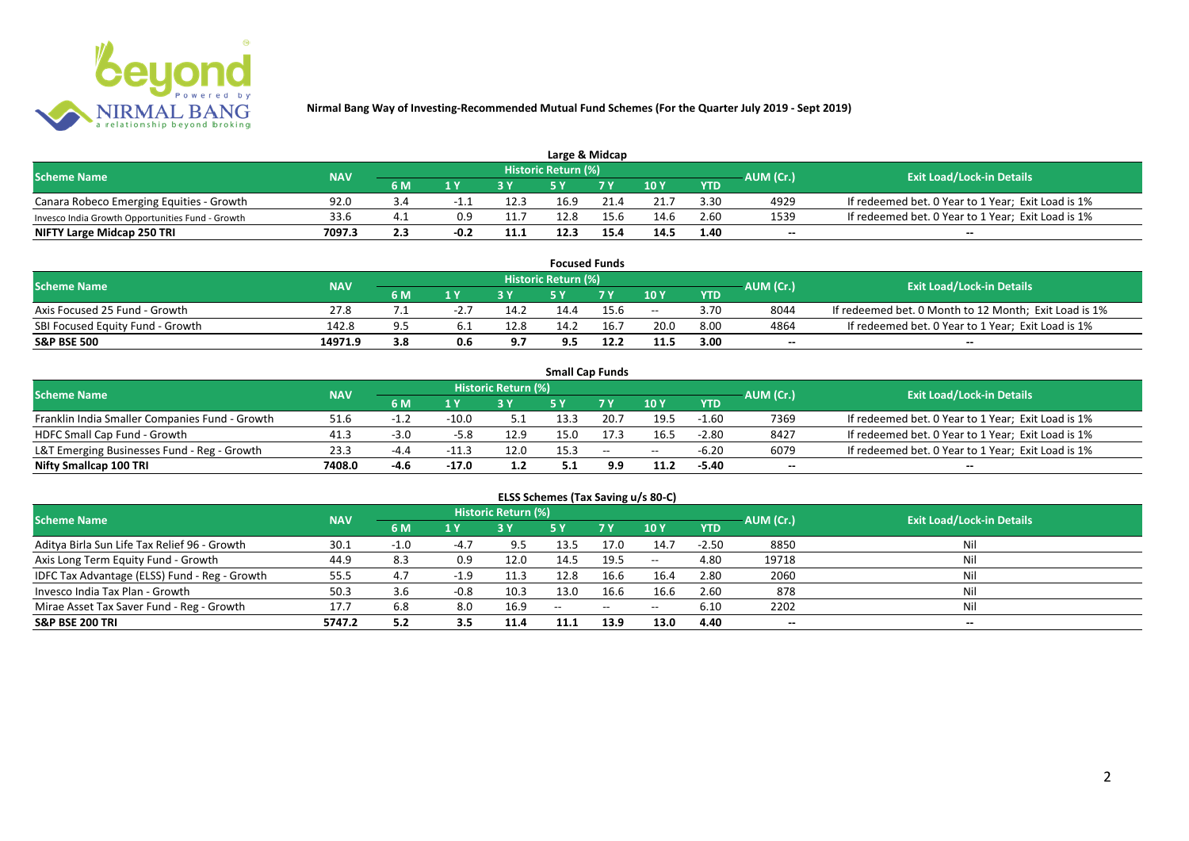# Nirmal Bang Way of Investing-Recommended Mutual Fund Schemes (For the Quarter July 2019 - Sept 2019)

## Large & Midcap

| Scheme Name | NAV | Historic Return (%) | | | | | | | AUM (Cr.) | Exit Load/Lock-in Details |
|---|---|---|---|---|---|---|---|---|---|---|
| | | 6 M | 1 Y | 3 Y | 5 Y | 7 Y | 10 Y | YTD | | |
| Canara Robeco Emerging Equities - Growth | 92.0 | 3.4 | -1.1 | 12.3 | 16.9 | 21.4 | 21.7 | 3.30 | 4929 | If redeemed bet. 0 Year to 1 Year; Exit Load is 1% |
| Invesco India Growth Opportunities Fund - Growth | 33.6 | 4.1 | 0.9 | 11.7 | 12.8 | 15.6 | 14.6 | 2.60 | 1539 | If redeemed bet. 0 Year to 1 Year; Exit Load is 1% |
| **NIFTY Large Midcap 250 TRI** | **7097.3** | **2.3** | **-0.2** | **11.1** | **12.3** | **15.4** | **14.5** | **1.40** | -- | -- |

## Focused Funds

| Scheme Name | NAV | Historic Return (%) | | | | | | | AUM (Cr.) | Exit Load/Lock-in Details |
|---|---|---|---|---|---|---|---|---|---|---|
| | | 6 M | 1 Y | 3 Y | 5 Y | 7 Y | 10 Y | YTD | | |
| Axis Focused 25 Fund - Growth | 27.8 | 7.1 | -2.7 | 14.2 | 14.4 | 15.6 | -- | 3.70 | 8044 | If redeemed bet. 0 Month to 12 Month; Exit Load is 1% |
| SBI Focused Equity Fund - Growth | 142.8 | 9.5 | 6.1 | 12.8 | 14.2 | 16.7 | 20.0 | 8.00 | 4864 | If redeemed bet. 0 Year to 1 Year; Exit Load is 1% |
| **S&P BSE 500** | **14971.9** | **3.8** | **0.6** | **9.7** | **9.5** | **12.2** | **11.5** | **3.00** | -- | -- |

## Small Cap Funds

| Scheme Name | NAV | Historic Return (%) | | | | | | | AUM (Cr.) | Exit Load/Lock-in Details |
|---|---|---|---|---|---|---|---|---|---|---|
| | | 6 M | 1 Y | 3 Y | 5 Y | 7 Y | 10 Y | YTD | | |
| Franklin India Smaller Companies Fund - Growth | 51.6 | -1.2 | -10.0 | 5.1 | 13.3 | 20.7 | 19.5 | -1.60 | 7369 | If redeemed bet. 0 Year to 1 Year; Exit Load is 1% |
| HDFC Small Cap Fund - Growth | 41.3 | -3.0 | -5.8 | 12.9 | 15.0 | 17.3 | 16.5 | -2.80 | 8427 | If redeemed bet. 0 Year to 1 Year; Exit Load is 1% |
| L&T Emerging Businesses Fund - Reg - Growth | 23.3 | -4.4 | -11.3 | 12.0 | 15.3 | -- | -- | -6.20 | 6079 | If redeemed bet. 0 Year to 1 Year; Exit Load is 1% |
| **Nifty Smallcap 100 TRI** | **7408.0** | **-4.6** | **-17.0** | **1.2** | **5.1** | **9.9** | **11.2** | **-5.40** | -- | -- |

## ELSS Schemes (Tax Saving u/s 80-C)

| Scheme Name | NAV | Historic Return (%) | | | | | | | AUM (Cr.) | Exit Load/Lock-in Details |
|---|---|---|---|---|---|---|---|---|---|---|
| | | 6 M | 1 Y | 3 Y | 5 Y | 7 Y | 10 Y | YTD | | |
| Aditya Birla Sun Life Tax Relief 96 - Growth | 30.1 | -1.0 | -4.7 | 9.5 | 13.5 | 17.0 | 14.7 | -2.50 | 8850 | Nil |
| Axis Long Term Equity Fund - Growth | 44.9 | 8.3 | 0.9 | 12.0 | 14.5 | 19.5 | -- | 4.80 | 19718 | Nil |
| IDFC Tax Advantage (ELSS) Fund - Reg - Growth | 55.5 | 4.7 | -1.9 | 11.3 | 12.8 | 16.6 | 16.4 | 2.80 | 2060 | Nil |
| Invesco India Tax Plan - Growth | 50.3 | 3.6 | -0.8 | 10.3 | 13.0 | 16.6 | 16.6 | 2.60 | 878 | Nil |
| Mirae Asset Tax Saver Fund - Reg - Growth | 17.7 | 6.8 | 8.0 | 16.9 | -- | -- | -- | 6.10 | 2202 | Nil |
| **S&P BSE 200 TRI** | **5747.2** | **5.2** | **3.5** | **11.4** | **11.1** | **13.9** | **13.0** | **4.40** | -- | -- |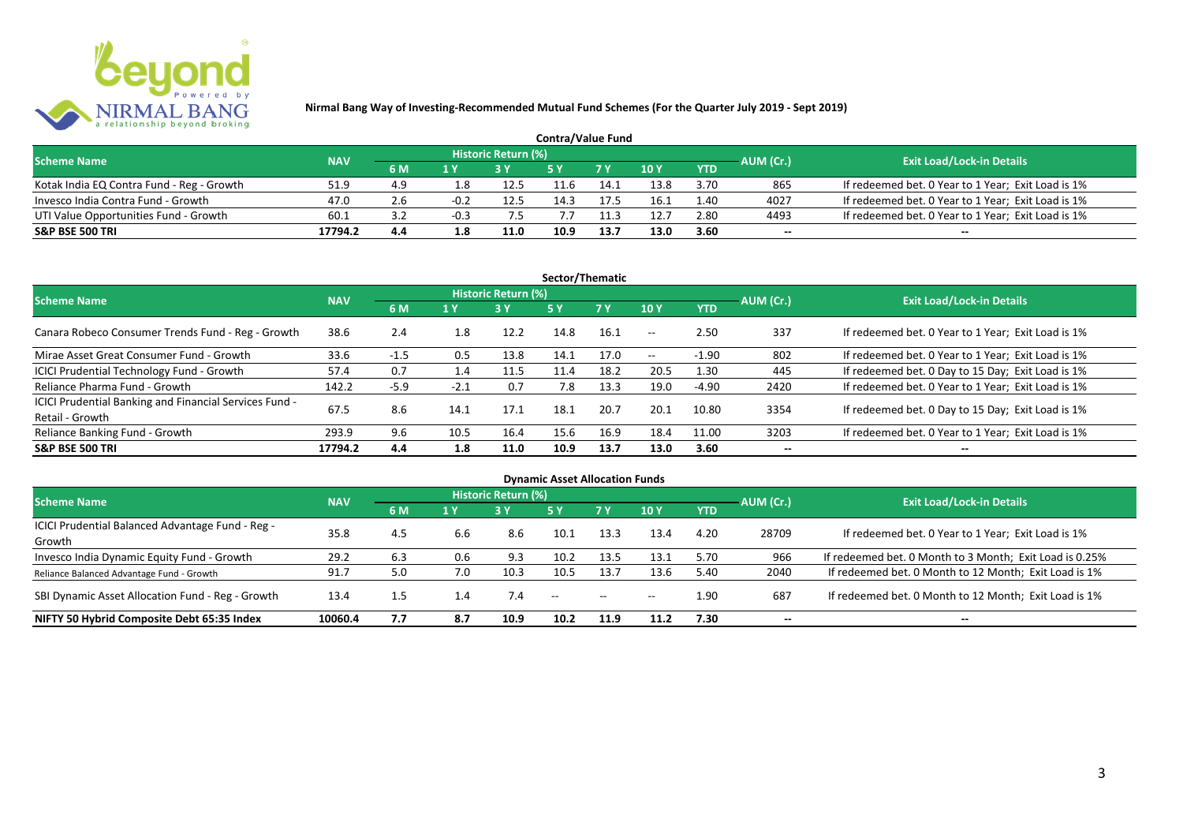**Nirmal Bang Way of Investing-Recommended Mutual Fund Schemes (For the Quarter July 2019 - Sept 2019)**

## Contra/Value Fund

| Scheme Name | NAV | Historic Return (%) | | | | | | | AUM (Cr.) | Exit Load/Lock-in Details |
|---|---|---|---|---|---|---|---|---|---|---|
| | | 6 M | 1 Y | 3 Y | 5 Y | 7 Y | 10 Y | YTD | | |
| Kotak India EQ Contra Fund - Reg - Growth | 51.9 | 4.9 | 1.8 | 12.5 | 11.6 | 14.1 | 13.8 | 3.70 | 865 | If redeemed bet. 0 Year to 1 Year; Exit Load is 1% |
| Invesco India Contra Fund - Growth | 47.0 | 2.6 | -0.2 | 12.5 | 14.3 | 17.5 | 16.1 | 1.40 | 4027 | If redeemed bet. 0 Year to 1 Year; Exit Load is 1% |
| UTI Value Opportunities Fund - Growth | 60.1 | 3.2 | -0.3 | 7.5 | 7.7 | 11.3 | 12.7 | 2.80 | 4493 | If redeemed bet. 0 Year to 1 Year; Exit Load is 1% |
| **S&P BSE 500 TRI** | **17794.2** | **4.4** | **1.8** | **11.0** | **10.9** | **13.7** | **13.0** | **3.60** | **--** | **--** |

## Sector/Thematic

| Scheme Name | NAV | Historic Return (%) | | | | | | | AUM (Cr.) | Exit Load/Lock-in Details |
|---|---|---|---|---|---|---|---|---|---|---|
| | | 6 M | 1 Y | 3 Y | 5 Y | 7 Y | 10 Y | YTD | | |
| Canara Robeco Consumer Trends Fund - Reg - Growth | 38.6 | 2.4 | 1.8 | 12.2 | 14.8 | 16.1 | -- | 2.50 | 337 | If redeemed bet. 0 Year to 1 Year; Exit Load is 1% |
| Mirae Asset Great Consumer Fund - Growth | 33.6 | -1.5 | 0.5 | 13.8 | 14.1 | 17.0 | -- | -1.90 | 802 | If redeemed bet. 0 Year to 1 Year; Exit Load is 1% |
| ICICI Prudential Technology Fund - Growth | 57.4 | 0.7 | 1.4 | 11.5 | 11.4 | 18.2 | 20.5 | 1.30 | 445 | If redeemed bet. 0 Day to 15 Day; Exit Load is 1% |
| Reliance Pharma Fund - Growth | 142.2 | -5.9 | -2.1 | 0.7 | 7.8 | 13.3 | 19.0 | -4.90 | 2420 | If redeemed bet. 0 Year to 1 Year; Exit Load is 1% |
| ICICI Prudential Banking and Financial Services Fund - Retail - Growth | 67.5 | 8.6 | 14.1 | 17.1 | 18.1 | 20.7 | 20.1 | 10.80 | 3354 | If redeemed bet. 0 Day to 15 Day; Exit Load is 1% |
| Reliance Banking Fund - Growth | 293.9 | 9.6 | 10.5 | 16.4 | 15.6 | 16.9 | 18.4 | 11.00 | 3203 | If redeemed bet. 0 Year to 1 Year; Exit Load is 1% |
| **S&P BSE 500 TRI** | **17794.2** | **4.4** | **1.8** | **11.0** | **10.9** | **13.7** | **13.0** | **3.60** | **--** | **--** |

## Dynamic Asset Allocation Funds

| Scheme Name | NAV | Historic Return (%) | | | | | | | AUM (Cr.) | Exit Load/Lock-in Details |
|---|---|---|---|---|---|---|---|---|---|---|
| | | 6 M | 1 Y | 3 Y | 5 Y | 7 Y | 10 Y | YTD | | |
| ICICI Prudential Balanced Advantage Fund - Reg - Growth | 35.8 | 4.5 | 6.6 | 8.6 | 10.1 | 13.3 | 13.4 | 4.20 | 28709 | If redeemed bet. 0 Year to 1 Year; Exit Load is 1% |
| Invesco India Dynamic Equity Fund - Growth | 29.2 | 6.3 | 0.6 | 9.3 | 10.2 | 13.5 | 13.1 | 5.70 | 966 | If redeemed bet. 0 Month to 3 Month; Exit Load is 0.25% |
| Reliance Balanced Advantage Fund - Growth | 91.7 | 5.0 | 7.0 | 10.3 | 10.5 | 13.7 | 13.6 | 5.40 | 2040 | If redeemed bet. 0 Month to 12 Month; Exit Load is 1% |
| SBI Dynamic Asset Allocation Fund - Reg - Growth | 13.4 | 1.5 | 1.4 | 7.4 | -- | -- | -- | 1.90 | 687 | If redeemed bet. 0 Month to 12 Month; Exit Load is 1% |
| **NIFTY 50 Hybrid Composite Debt 65:35 Index** | **10060.4** | **7.7** | **8.7** | **10.9** | **10.2** | **11.9** | **11.2** | **7.30** | **--** | **--** |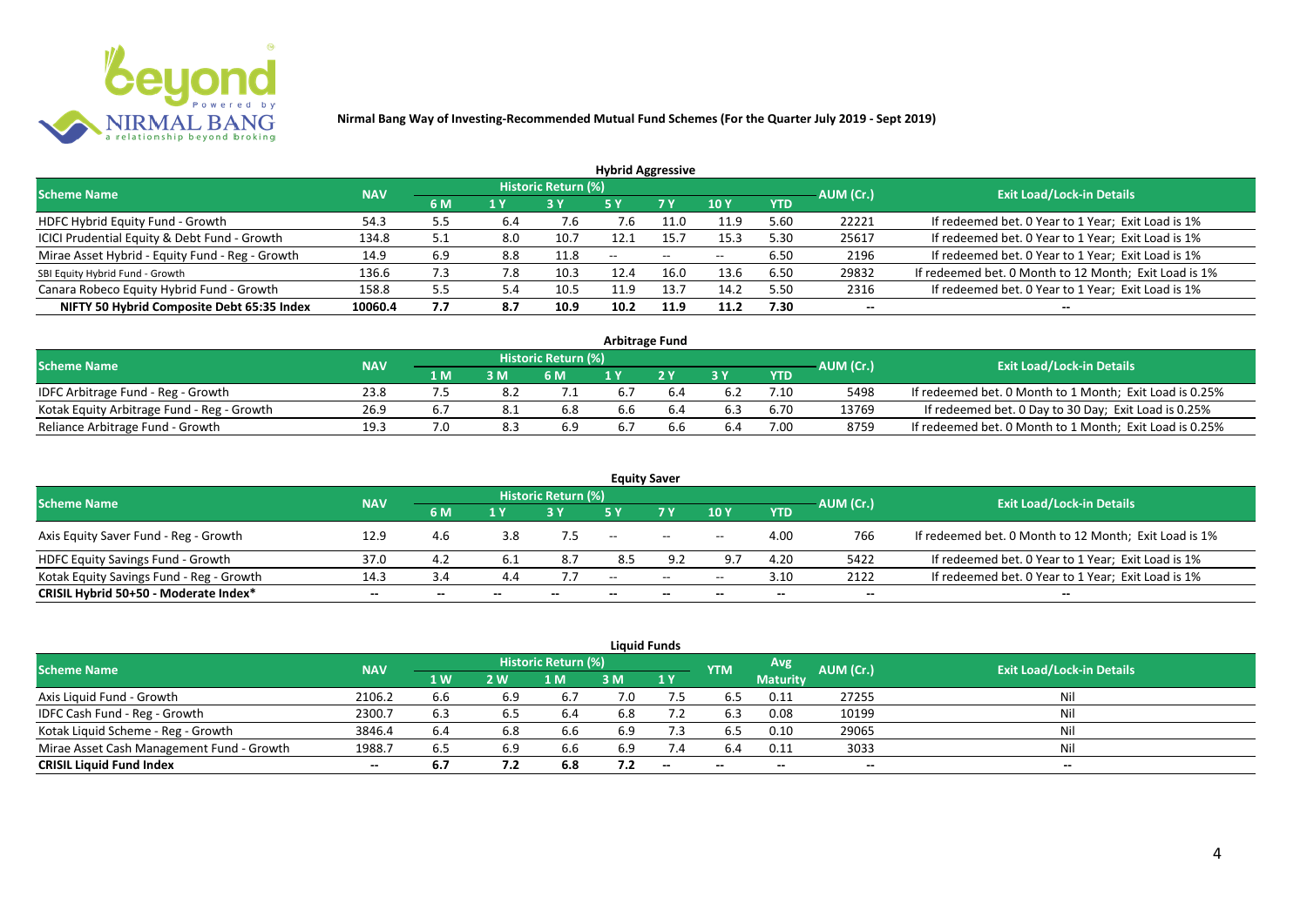**Nirmal Bang Way of Investing-Recommended Mutual Fund Schemes (For the Quarter July 2019 - Sept 2019)**

### Hybrid Aggressive

| Scheme Name | NAV | Historic Return (%) | | | | | | | AUM (Cr.) | Exit Load/Lock-in Details |
|---|---|---|---|---|---|---|---|---|---|---|
| | | 6 M | 1 Y | 3 Y | 5 Y | 7 Y | 10 Y | YTD | | |
| HDFC Hybrid Equity Fund - Growth | 54.3 | 5.5 | 6.4 | 7.6 | 7.6 | 11.0 | 11.9 | 5.60 | 22221 | If redeemed bet. 0 Year to 1 Year; Exit Load is 1% |
| ICICI Prudential Equity & Debt Fund - Growth | 134.8 | 5.1 | 8.0 | 10.7 | 12.1 | 15.7 | 15.3 | 5.30 | 25617 | If redeemed bet. 0 Year to 1 Year; Exit Load is 1% |
| Mirae Asset Hybrid - Equity Fund - Reg - Growth | 14.9 | 6.9 | 8.8 | 11.8 | -- | -- | -- | 6.50 | 2196 | If redeemed bet. 0 Year to 1 Year; Exit Load is 1% |
| SBI Equity Hybrid Fund - Growth | 136.6 | 7.3 | 7.8 | 10.3 | 12.4 | 16.0 | 13.6 | 6.50 | 29832 | If redeemed bet. 0 Month to 12 Month; Exit Load is 1% |
| Canara Robeco Equity Hybrid Fund - Growth | 158.8 | 5.5 | 5.4 | 10.5 | 11.9 | 13.7 | 14.2 | 5.50 | 2316 | If redeemed bet. 0 Year to 1 Year; Exit Load is 1% |
| **NIFTY 50 Hybrid Composite Debt 65:35 Index** | **10060.4** | **7.7** | **8.7** | **10.9** | **10.2** | **11.9** | **11.2** | **7.30** | **--** | **--** |

### Arbitrage Fund

| Scheme Name | NAV | Historic Return (%) | | | | | | | AUM (Cr.) | Exit Load/Lock-in Details |
|---|---|---|---|---|---|---|---|---|---|---|
| | | 1 M | 3 M | 6 M | 1 Y | 2 Y | 3 Y | YTD | | |
| IDFC Arbitrage Fund - Reg - Growth | 23.8 | 7.5 | 8.2 | 7.1 | 6.7 | 6.4 | 6.2 | 7.10 | 5498 | If redeemed bet. 0 Month to 1 Month; Exit Load is 0.25% |
| Kotak Equity Arbitrage Fund - Reg - Growth | 26.9 | 6.7 | 8.1 | 6.8 | 6.6 | 6.4 | 6.3 | 6.70 | 13769 | If redeemed bet. 0 Day to 30 Day; Exit Load is 0.25% |
| Reliance Arbitrage Fund - Growth | 19.3 | 7.0 | 8.3 | 6.9 | 6.7 | 6.6 | 6.4 | 7.00 | 8759 | If redeemed bet. 0 Month to 1 Month; Exit Load is 0.25% |

### Equity Saver

| Scheme Name | NAV | Historic Return (%) | | | | | | | AUM (Cr.) | Exit Load/Lock-in Details |
|---|---|---|---|---|---|---|---|---|---|---|
| | | 6 M | 1 Y | 3 Y | 5 Y | 7 Y | 10 Y | YTD | | |
| Axis Equity Saver Fund - Reg - Growth | 12.9 | 4.6 | 3.8 | 7.5 | -- | -- | -- | 4.00 | 766 | If redeemed bet. 0 Month to 12 Month; Exit Load is 1% |
| HDFC Equity Savings Fund - Growth | 37.0 | 4.2 | 6.1 | 8.7 | 8.5 | 9.2 | 9.7 | 4.20 | 5422 | If redeemed bet. 0 Year to 1 Year; Exit Load is 1% |
| Kotak Equity Savings Fund - Reg - Growth | 14.3 | 3.4 | 4.4 | 7.7 | -- | -- | -- | 3.10 | 2122 | If redeemed bet. 0 Year to 1 Year; Exit Load is 1% |
| **CRISIL Hybrid 50+50 - Moderate Index*** | **--** | **--** | **--** | **--** | **--** | **--** | **--** | **--** | **--** | **--** |

### Liquid Funds

| Scheme Name | NAV | Historic Return (%) | | | | | YTM | Avg Maturity | AUM (Cr.) | Exit Load/Lock-in Details |
|---|---|---|---|---|---|---|---|---|---|---|
| | | 1 W | 2 W | 1 M | 3 M | 1 Y | | | | |
| Axis Liquid Fund - Growth | 2106.2 | 6.6 | 6.9 | 6.7 | 7.0 | 7.5 | 6.5 | 0.11 | 27255 | Nil |
| IDFC Cash Fund - Reg - Growth | 2300.7 | 6.3 | 6.5 | 6.4 | 6.8 | 7.2 | 6.3 | 0.08 | 10199 | Nil |
| Kotak Liquid Scheme - Reg - Growth | 3846.4 | 6.4 | 6.8 | 6.6 | 6.9 | 7.3 | 6.5 | 0.10 | 29065 | Nil |
| Mirae Asset Cash Management Fund - Growth | 1988.7 | 6.5 | 6.9 | 6.6 | 6.9 | 7.4 | 6.4 | 0.11 | 3033 | Nil |
| **CRISIL Liquid Fund Index** | **--** | **6.7** | **7.2** | **6.8** | **7.2** | **--** | **--** | **--** | **--** | **--** |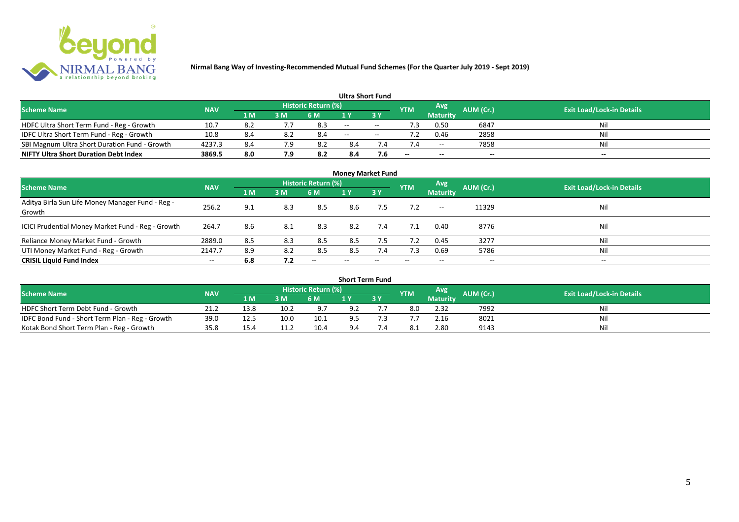**Nirmal Bang Way of Investing-Recommended Mutual Fund Schemes (For the Quarter July 2019 - Sept 2019)**

## Ultra Short Fund

| Scheme Name | NAV | Historic Return (%) | | | | | YTM | Avg Maturity | AUM (Cr.) | Exit Load/Lock-in Details |
|---|---|---|---|---|---|---|---|---|---|---|
| | | 1 M | 3 M | 6 M | 1 Y | 3 Y | | | | |
| HDFC Ultra Short Term Fund - Reg - Growth | 10.7 | 8.2 | 7.7 | 8.3 | -- | -- | 7.3 | 0.50 | 6847 | Nil |
| IDFC Ultra Short Term Fund - Reg - Growth | 10.8 | 8.4 | 8.2 | 8.4 | -- | -- | 7.2 | 0.46 | 2858 | Nil |
| SBI Magnum Ultra Short Duration Fund - Growth | 4237.3 | 8.4 | 7.9 | 8.2 | 8.4 | 7.4 | 7.4 | -- | 7858 | Nil |
| **NIFTY Ultra Short Duration Debt Index** | **3869.5** | **8.0** | **7.9** | **8.2** | **8.4** | **7.6** | **--** | **--** | **--** | **--** |

## Money Market Fund

| Scheme Name | NAV | Historic Return (%) | | | | | YTM | Avg Maturity | AUM (Cr.) | Exit Load/Lock-in Details |
|---|---|---|---|---|---|---|---|---|---|---|
| | | 1 M | 3 M | 6 M | 1 Y | 3 Y | | | | |
| Aditya Birla Sun Life Money Manager Fund - Reg - Growth | 256.2 | 9.1 | 8.3 | 8.5 | 8.6 | 7.5 | 7.2 | -- | 11329 | Nil |
| ICICI Prudential Money Market Fund - Reg - Growth | 264.7 | 8.6 | 8.1 | 8.3 | 8.2 | 7.4 | 7.1 | 0.40 | 8776 | Nil |
| Reliance Money Market Fund - Growth | 2889.0 | 8.5 | 8.3 | 8.5 | 8.5 | 7.5 | 7.2 | 0.45 | 3277 | Nil |
| UTI Money Market Fund - Reg - Growth | 2147.7 | 8.9 | 8.2 | 8.5 | 8.5 | 7.4 | 7.3 | 0.69 | 5786 | Nil |
| **CRISIL Liquid Fund Index** | **--** | **6.8** | **7.2** | **--** | **--** | **--** | **--** | **--** | **--** | **--** |

## Short Term Fund

| Scheme Name | NAV | Historic Return (%) | | | | | YTM | Avg Maturity | AUM (Cr.) | Exit Load/Lock-in Details |
|---|---|---|---|---|---|---|---|---|---|---|
| | | 1 M | 3 M | 6 M | 1 Y | 3 Y | | | | |
| HDFC Short Term Debt Fund - Growth | 21.2 | 13.8 | 10.2 | 9.7 | 9.2 | 7.7 | 8.0 | 2.32 | 7992 | Nil |
| IDFC Bond Fund - Short Term Plan - Reg - Growth | 39.0 | 12.5 | 10.0 | 10.1 | 9.5 | 7.3 | 7.7 | 2.16 | 8021 | Nil |
| Kotak Bond Short Term Plan - Reg - Growth | 35.8 | 15.4 | 11.2 | 10.4 | 9.4 | 7.4 | 8.1 | 2.80 | 9143 | Nil |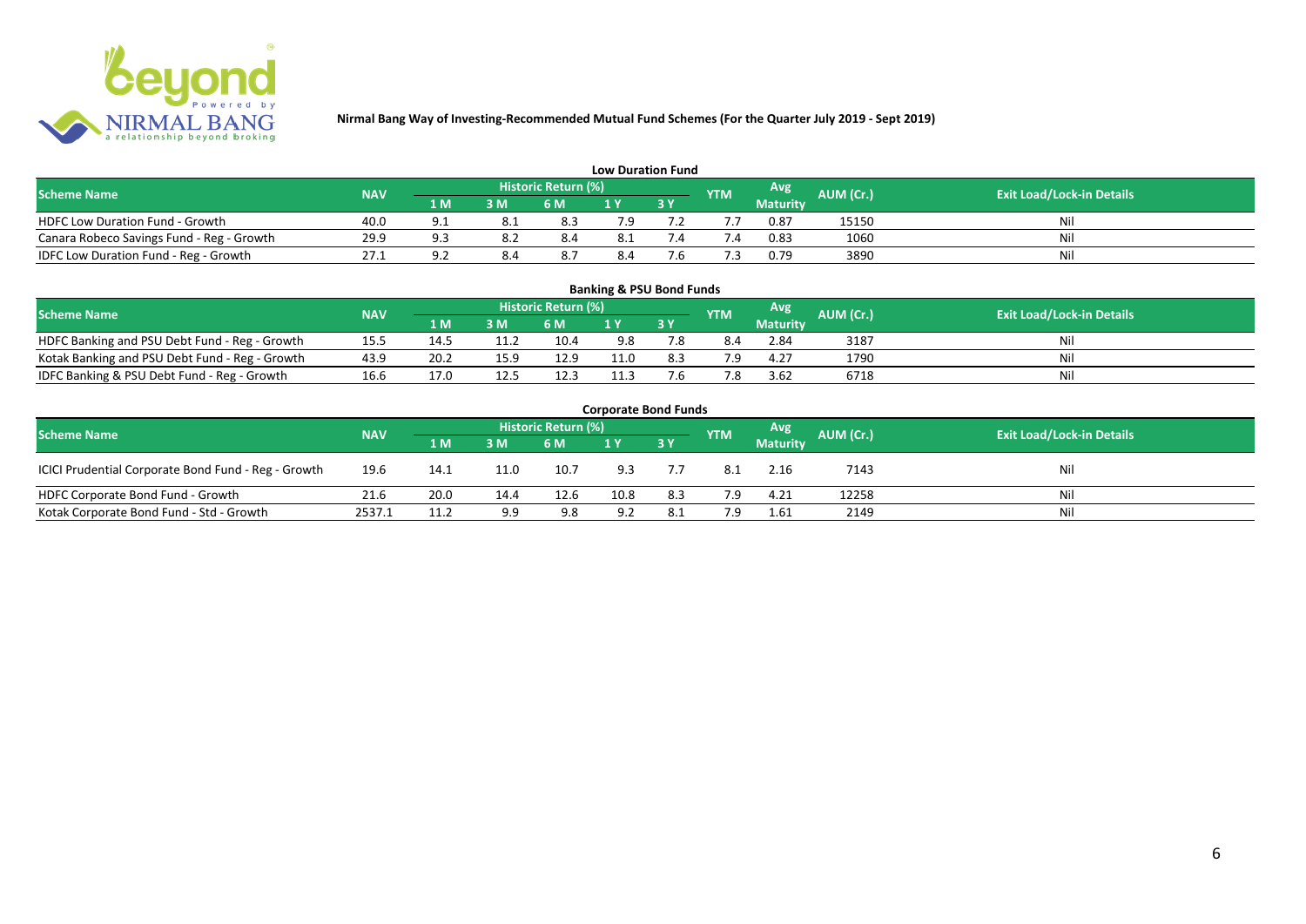Nirmal Bang Way of Investing-Recommended Mutual Fund Schemes (For the Quarter July 2019 - Sept 2019)

### Low Duration Fund

| Scheme Name | NAV | Historic Return (%) | | | | | YTM | Avg Maturity | AUM (Cr.) | Exit Load/Lock-in Details |
|---|---|---|---|---|---|---|---|---|---|---|
| | | 1 M | 3 M | 6 M | 1 Y | 3 Y | | | | |
| HDFC Low Duration Fund - Growth | 40.0 | 9.1 | 8.1 | 8.3 | 7.9 | 7.2 | 7.7 | 0.87 | 15150 | Nil |
| Canara Robeco Savings Fund - Reg - Growth | 29.9 | 9.3 | 8.2 | 8.4 | 8.1 | 7.4 | 7.4 | 0.83 | 1060 | Nil |
| IDFC Low Duration Fund - Reg - Growth | 27.1 | 9.2 | 8.4 | 8.7 | 8.4 | 7.6 | 7.3 | 0.79 | 3890 | Nil |

### Banking & PSU Bond Funds

| Scheme Name | NAV | Historic Return (%) | | | | | YTM | Avg Maturity | AUM (Cr.) | Exit Load/Lock-in Details |
|---|---|---|---|---|---|---|---|---|---|---|
| | | 1 M | 3 M | 6 M | 1 Y | 3 Y | | | | |
| HDFC Banking and PSU Debt Fund - Reg - Growth | 15.5 | 14.5 | 11.2 | 10.4 | 9.8 | 7.8 | 8.4 | 2.84 | 3187 | Nil |
| Kotak Banking and PSU Debt Fund - Reg - Growth | 43.9 | 20.2 | 15.9 | 12.9 | 11.0 | 8.3 | 7.9 | 4.27 | 1790 | Nil |
| IDFC Banking & PSU Debt Fund - Reg - Growth | 16.6 | 17.0 | 12.5 | 12.3 | 11.3 | 7.6 | 7.8 | 3.62 | 6718 | Nil |

### Corporate Bond Funds

| Scheme Name | NAV | Historic Return (%) | | | | | YTM | Avg Maturity | AUM (Cr.) | Exit Load/Lock-in Details |
|---|---|---|---|---|---|---|---|---|---|---|
| | | 1 M | 3 M | 6 M | 1 Y | 3 Y | | | | |
| ICICI Prudential Corporate Bond Fund - Reg - Growth | 19.6 | 14.1 | 11.0 | 10.7 | 9.3 | 7.7 | 8.1 | 2.16 | 7143 | Nil |
| HDFC Corporate Bond Fund - Growth | 21.6 | 20.0 | 14.4 | 12.6 | 10.8 | 8.3 | 7.9 | 4.21 | 12258 | Nil |
| Kotak Corporate Bond Fund - Std - Growth | 2537.1 | 11.2 | 9.9 | 9.8 | 9.2 | 8.1 | 7.9 | 1.61 | 2149 | Nil |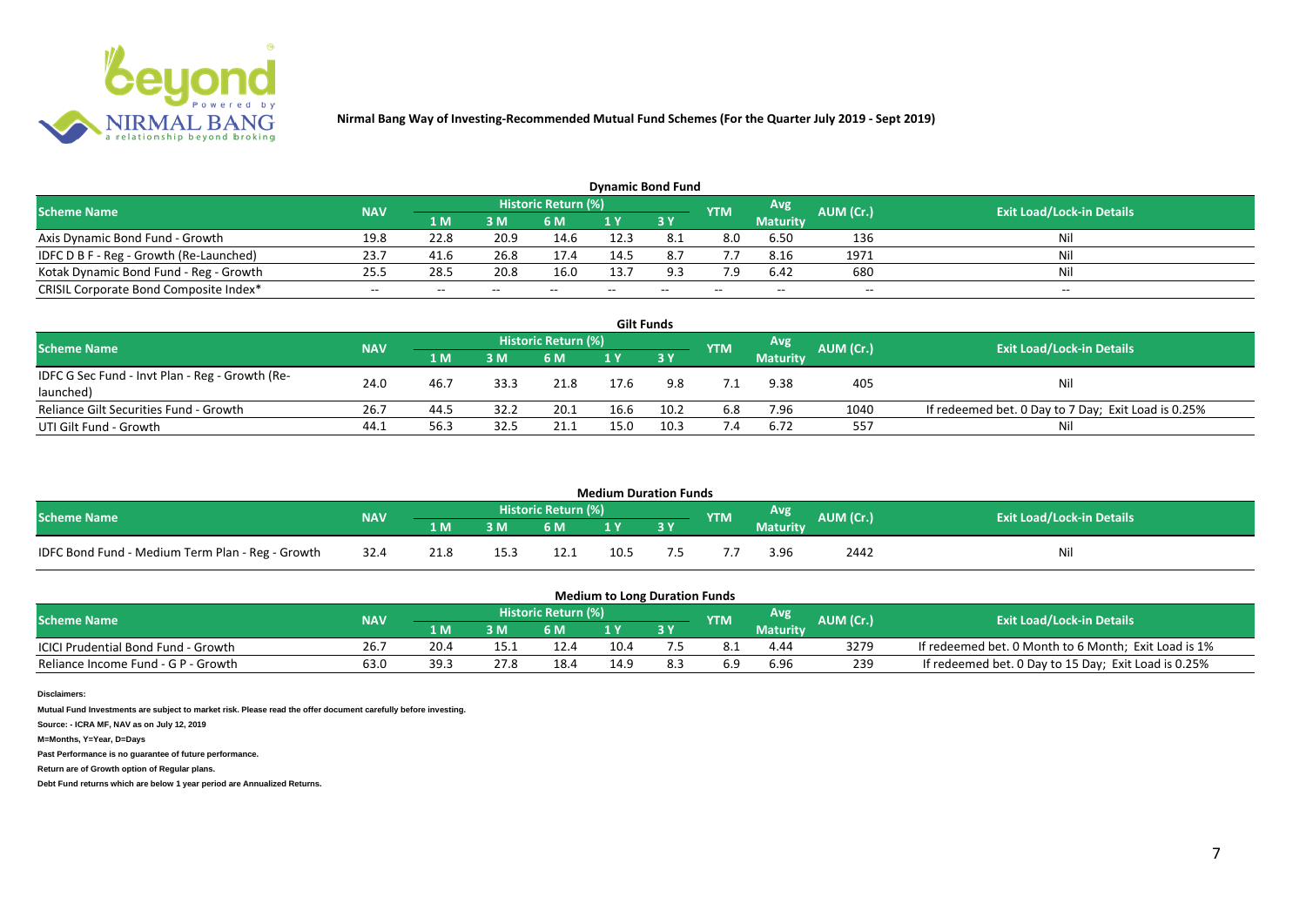**Nirmal Bang Way of Investing-Recommended Mutual Fund Schemes (For the Quarter July 2019 - Sept 2019)**

### Dynamic Bond Fund

| Scheme Name | NAV | Historic Return (%) | | | | | YTM | Avg Maturity | AUM (Cr.) | Exit Load/Lock-in Details |
|---|---|---|---|---|---|---|---|---|---|---|
| | | 1 M | 3 M | 6 M | 1 Y | 3 Y | | | | |
| Axis Dynamic Bond Fund - Growth | 19.8 | 22.8 | 20.9 | 14.6 | 12.3 | 8.1 | 8.0 | 6.50 | 136 | Nil |
| IDFC D B F - Reg - Growth (Re-Launched) | 23.7 | 41.6 | 26.8 | 17.4 | 14.5 | 8.7 | 7.7 | 8.16 | 1971 | Nil |
| Kotak Dynamic Bond Fund - Reg - Growth | 25.5 | 28.5 | 20.8 | 16.0 | 13.7 | 9.3 | 7.9 | 6.42 | 680 | Nil |
| CRISIL Corporate Bond Composite Index* | -- | -- | -- | -- | -- | -- | -- | -- | -- | -- |

### Gilt Funds

| Scheme Name | NAV | Historic Return (%) | | | | | YTM | Avg Maturity | AUM (Cr.) | Exit Load/Lock-in Details |
|---|---|---|---|---|---|---|---|---|---|---|
| | | 1 M | 3 M | 6 M | 1 Y | 3 Y | | | | |
| IDFC G Sec Fund - Invt Plan - Reg - Growth (Re-launched) | 24.0 | 46.7 | 33.3 | 21.8 | 17.6 | 9.8 | 7.1 | 9.38 | 405 | Nil |
| Reliance Gilt Securities Fund - Growth | 26.7 | 44.5 | 32.2 | 20.1 | 16.6 | 10.2 | 6.8 | 7.96 | 1040 | If redeemed bet. 0 Day to 7 Day; Exit Load is 0.25% |
| UTI Gilt Fund - Growth | 44.1 | 56.3 | 32.5 | 21.1 | 15.0 | 10.3 | 7.4 | 6.72 | 557 | Nil |

### Medium Duration Funds

| Scheme Name | NAV | Historic Return (%) | | | | | YTM | Avg Maturity | AUM (Cr.) | Exit Load/Lock-in Details |
|---|---|---|---|---|---|---|---|---|---|---|
| | | 1 M | 3 M | 6 M | 1 Y | 3 Y | | | | |
| IDFC Bond Fund - Medium Term Plan - Reg - Growth | 32.4 | 21.8 | 15.3 | 12.1 | 10.5 | 7.5 | 7.7 | 3.96 | 2442 | Nil |

### Medium to Long Duration Funds

| Scheme Name | NAV | Historic Return (%) | | | | | YTM | Avg Maturity | AUM (Cr.) | Exit Load/Lock-in Details |
|---|---|---|---|---|---|---|---|---|---|---|
| | | 1 M | 3 M | 6 M | 1 Y | 3 Y | | | | |
| ICICI Prudential Bond Fund - Growth | 26.7 | 20.4 | 15.1 | 12.4 | 10.4 | 7.5 | 8.1 | 4.44 | 3279 | If redeemed bet. 0 Month to 6 Month; Exit Load is 1% |
| Reliance Income Fund - G P - Growth | 63.0 | 39.3 | 27.8 | 18.4 | 14.9 | 8.3 | 6.9 | 6.96 | 239 | If redeemed bet. 0 Day to 15 Day; Exit Load is 0.25% |

**Disclaimers:**

**Mutual Fund Investments are subject to market risk. Please read the offer document carefully before investing.**

**Source: - ICRA MF, NAV as on July 12, 2019**

**M=Months, Y=Year, D=Days**

**Past Performance is no guarantee of future performance.**

**Return are of Growth option of Regular plans.**

**Debt Fund returns which are below 1 year period are Annualized Returns.**